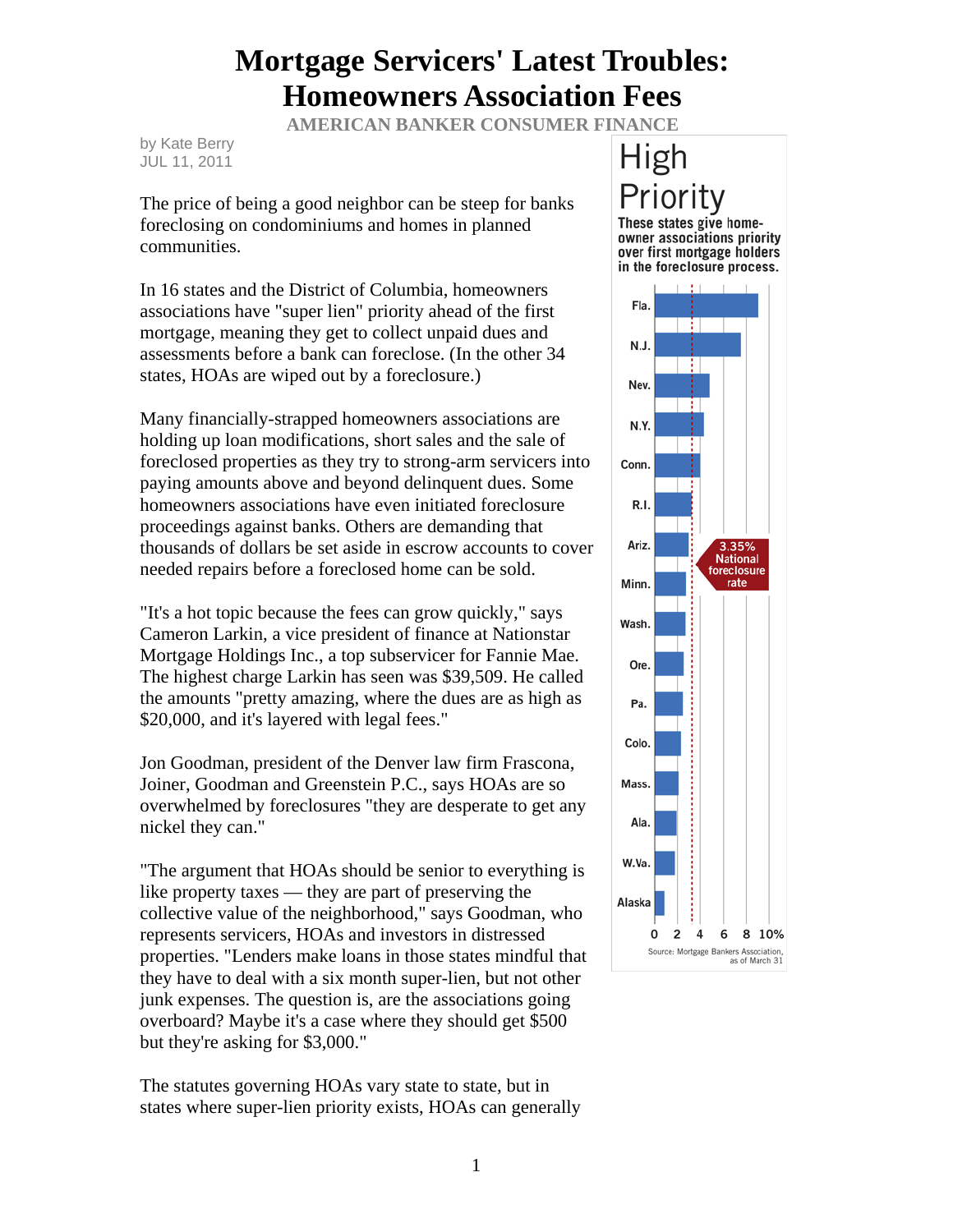# Mortgage Servicers' Latest Troubles: Homeowners Association Fees

**AMERICAN BANKER CONSUMER FINANCE**

by Kate Berry
JUL 11, 2011

The price of being a good neighbor can be steep for banks foreclosing on condominiums and homes in planned communities.

In 16 states and the District of Columbia, homeowners associations have "super lien" priority ahead of the first mortgage, meaning they get to collect unpaid dues and assessments before a bank can foreclose. (In the other 34 states, HOAs are wiped out by a foreclosure.)

Many financially-strapped homeowners associations are holding up loan modifications, short sales and the sale of foreclosed properties as they try to strong-arm servicers into paying amounts above and beyond delinquent dues. Some homeowners associations have even initiated foreclosure proceedings against banks. Others are demanding that thousands of dollars be set aside in escrow accounts to cover needed repairs before a foreclosed home can be sold.

"It's a hot topic because the fees can grow quickly," says Cameron Larkin, a vice president of finance at Nationstar Mortgage Holdings Inc., a top subservicer for Fannie Mae. The highest charge Larkin has seen was $39,509. He called the amounts "pretty amazing, where the dues are as high as $20,000, and it's layered with legal fees."

Jon Goodman, president of the Denver law firm Frascona, Joiner, Goodman and Greenstein P.C., says HOAs are so overwhelmed by foreclosures "they are desperate to get any nickel they can."

"The argument that HOAs should be senior to everything is like property taxes — they are part of preserving the collective value of the neighborhood," says Goodman, who represents servicers, HOAs and investors in distressed properties. "Lenders make loans in those states mindful that they have to deal with a six month super-lien, but not other junk expenses. The question is, are the associations going overboard? Maybe it's a case where they should get $500 but they're asking for $3,000."

The statutes governing HOAs vary state to state, but in states where super-lien priority exists, HOAs can generally

**High Priority**

**These states give homeowner associations priority over first mortgage holders in the foreclosure process.**

Fla., N.J., Nev., N.Y., Conn., R.I., Ariz., Minn., Wash., Ore., Pa., Colo., Mass., Ala., W.Va., Alaska

3.35% National foreclosure rate

Axis: 0, 2, 4, 6, 8, 10%

Source: Mortgage Bankers Association, as of March 31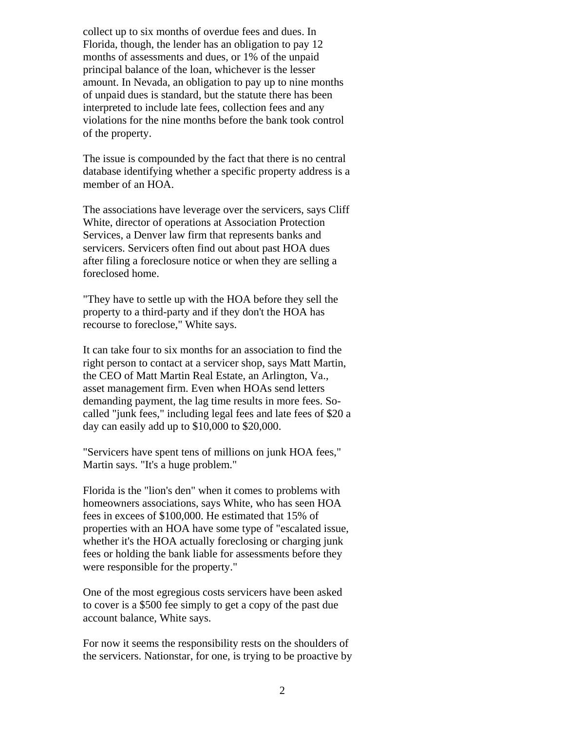collect up to six months of overdue fees and dues. In Florida, though, the lender has an obligation to pay 12 months of assessments and dues, or 1% of the unpaid principal balance of the loan, whichever is the lesser amount. In Nevada, an obligation to pay up to nine months of unpaid dues is standard, but the statute there has been interpreted to include late fees, collection fees and any violations for the nine months before the bank took control of the property.

The issue is compounded by the fact that there is no central database identifying whether a specific property address is a member of an HOA.

The associations have leverage over the servicers, says Cliff White, director of operations at Association Protection Services, a Denver law firm that represents banks and servicers. Servicers often find out about past HOA dues after filing a foreclosure notice or when they are selling a foreclosed home.

"They have to settle up with the HOA before they sell the property to a third-party and if they don't the HOA has recourse to foreclose," White says.

It can take four to six months for an association to find the right person to contact at a servicer shop, says Matt Martin, the CEO of Matt Martin Real Estate, an Arlington, Va., asset management firm. Even when HOAs send letters demanding payment, the lag time results in more fees. So-called "junk fees," including legal fees and late fees of $20 a day can easily add up to $10,000 to $20,000.

"Servicers have spent tens of millions on junk HOA fees," Martin says. "It's a huge problem."

Florida is the "lion's den" when it comes to problems with homeowners associations, says White, who has seen HOA fees in excees of $100,000. He estimated that 15% of properties with an HOA have some type of "escalated issue, whether it's the HOA actually foreclosing or charging junk fees or holding the bank liable for assessments before they were responsible for the property."

One of the most egregious costs servicers have been asked to cover is a $500 fee simply to get a copy of the past due account balance, White says.

For now it seems the responsibility rests on the shoulders of the servicers. Nationstar, for one, is trying to be proactive by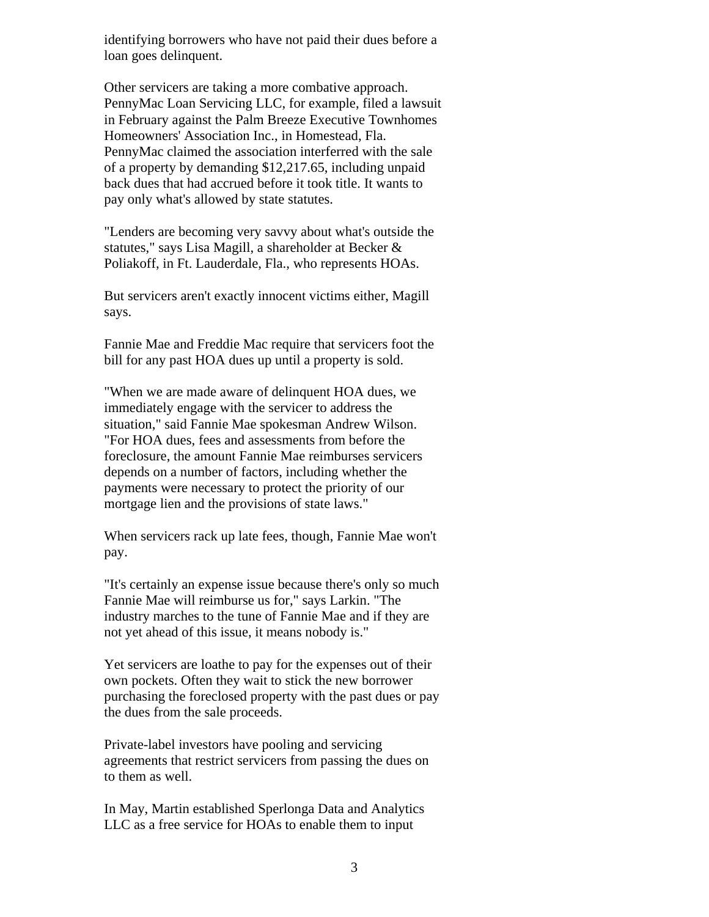identifying borrowers who have not paid their dues before a loan goes delinquent.

Other servicers are taking a more combative approach. PennyMac Loan Servicing LLC, for example, filed a lawsuit in February against the Palm Breeze Executive Townhomes Homeowners' Association Inc., in Homestead, Fla. PennyMac claimed the association interferred with the sale of a property by demanding $12,217.65, including unpaid back dues that had accrued before it took title. It wants to pay only what's allowed by state statutes.

"Lenders are becoming very savvy about what's outside the statutes," says Lisa Magill, a shareholder at Becker & Poliakoff, in Ft. Lauderdale, Fla., who represents HOAs.

But servicers aren't exactly innocent victims either, Magill says.

Fannie Mae and Freddie Mac require that servicers foot the bill for any past HOA dues up until a property is sold.

"When we are made aware of delinquent HOA dues, we immediately engage with the servicer to address the situation," said Fannie Mae spokesman Andrew Wilson. "For HOA dues, fees and assessments from before the foreclosure, the amount Fannie Mae reimburses servicers depends on a number of factors, including whether the payments were necessary to protect the priority of our mortgage lien and the provisions of state laws."

When servicers rack up late fees, though, Fannie Mae won't pay.

"It's certainly an expense issue because there's only so much Fannie Mae will reimburse us for," says Larkin. "The industry marches to the tune of Fannie Mae and if they are not yet ahead of this issue, it means nobody is."

Yet servicers are loathe to pay for the expenses out of their own pockets. Often they wait to stick the new borrower purchasing the foreclosed property with the past dues or pay the dues from the sale proceeds.

Private-label investors have pooling and servicing agreements that restrict servicers from passing the dues on to them as well.

In May, Martin established Sperlonga Data and Analytics LLC as a free service for HOAs to enable them to input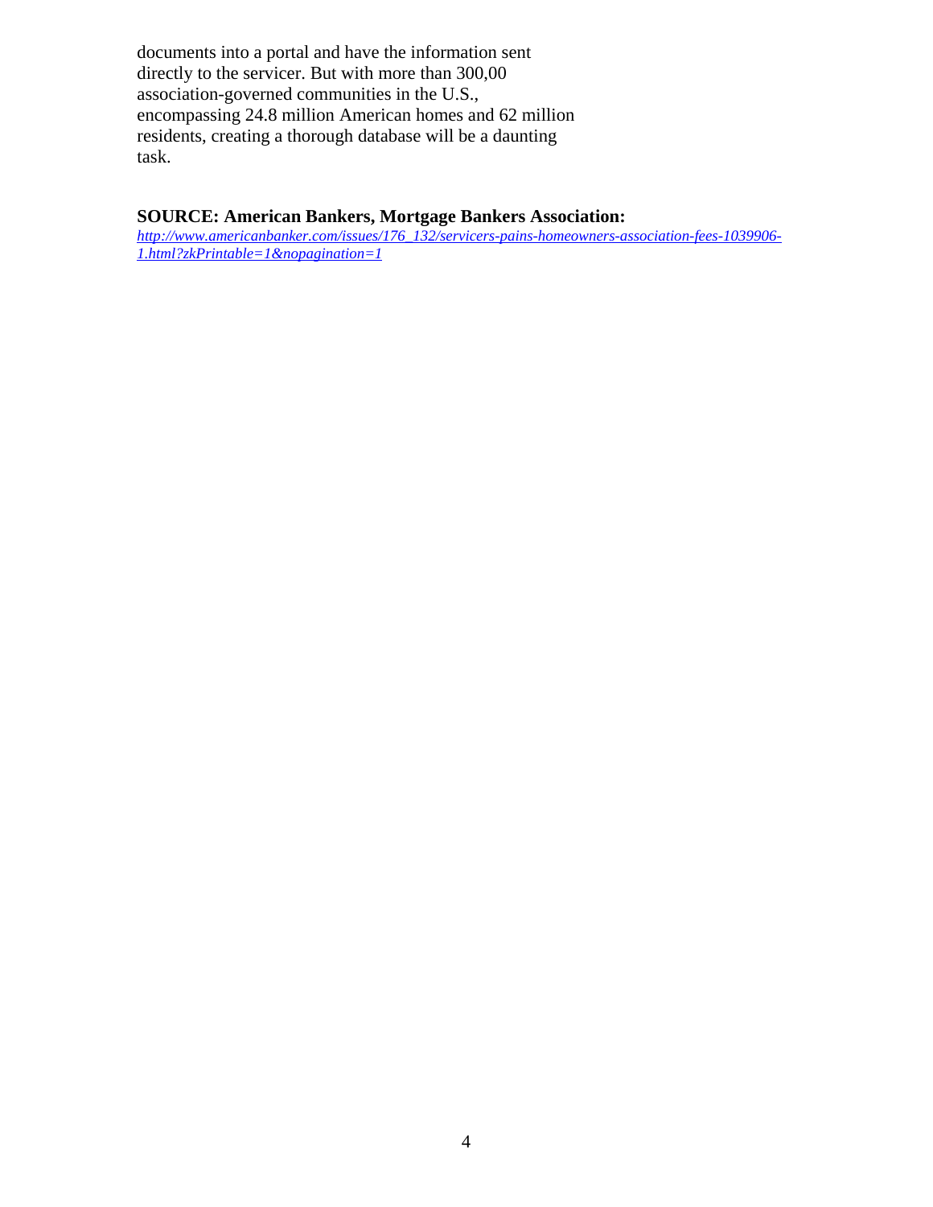documents into a portal and have the information sent directly to the servicer. But with more than 300,00 association-governed communities in the U.S., encompassing 24.8 million American homes and 62 million residents, creating a thorough database will be a daunting task.

**SOURCE: American Bankers, Mortgage Bankers Association:**
*http://www.americanbanker.com/issues/176_132/servicers-pains-homeowners-association-fees-1039906-1.html?zkPrintable=1&nopagination=1*